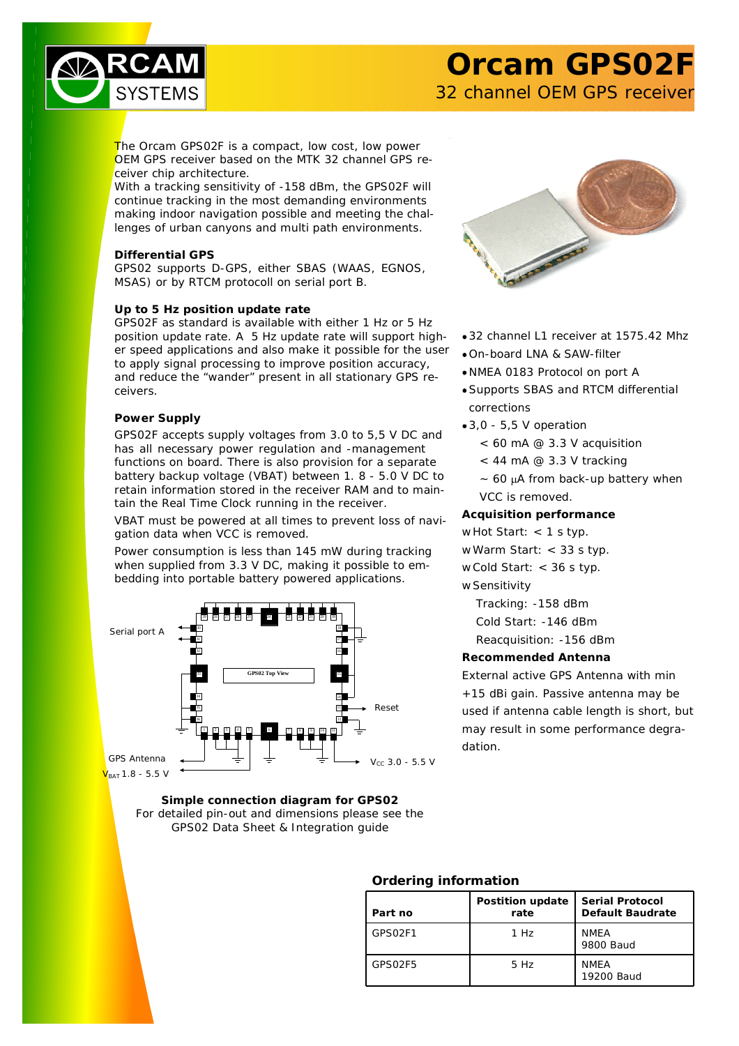# Orcam GPS02F

## 32 channel OEM GPS receiver

The Orcam GPS02F is a compact, low cost, low power OEM GPS receiver based on the MTK 32 channel GPS receiver chip architecture.
With a tracking sensitivity of -158 dBm, the GPS02F will continue tracking in the most demanding environments making indoor navigation possible and meeting the challenges of urban canyons and multi path environments.

### Differential GPS

GPS02 supports D-GPS, either SBAS (WAAS, EGNOS, MSAS) or by RTCM protocoll on serial port B.

### Up to 5 Hz position update rate

GPS02F as standard is available with either 1 Hz or 5 Hz position update rate. A 5 Hz update rate will support higher speed applications and also make it possible for the user to apply signal processing to improve position accuracy, and reduce the "wander" present in all stationary GPS receivers.

### Power Supply

GPS02F accepts supply voltages from 3.0 to 5,5 V DC and has all necessary power regulation and -management functions on board. There is also provision for a separate battery backup voltage (VBAT) between 1. 8 - 5.0 V DC to retain information stored in the receiver RAM and to maintain the Real Time Clock running in the receiver.

VBAT must be powered at all times to prevent loss of navigation data when VCC is removed.

Power consumption is less than 145 mW during tracking when supplied from 3.3 V DC, making it possible to embedding into portable battery powered applications.

Serial port A

GPS02 Top View

Reset

GPS Antenna

$V_{BAT}$ 1.8 - 5.5 V

$V_{CC}$ 3.0 - 5.5 V

**Simple connection diagram for GPS02**
For detailed pin-out and dimensions please see the GPS02 Data Sheet & Integration guide

- 32 channel L1 receiver at 1575.42 Mhz
- On-board LNA & SAW-filter
- NMEA 0183 Protocol on port A
- Supports SBAS and RTCM differential corrections
- 3,0 - 5,5 V operation
  - < 60 mA @ 3.3 V acquisition
  - < 44 mA @ 3.3 V tracking
  - ~ 60 µA from back-up battery when VCC is removed.

### Acquisition performance

- Hot Start: < 1 s typ.
- Warm Start: < 33 s typ.
- Cold Start: < 36 s typ.
- Sensitivity
  - Tracking: -158 dBm
  - Cold Start: -146 dBm
  - Reacquisition: -156 dBm

### Recommended Antenna

External active GPS Antenna with min +15 dBi gain. Passive antenna may be used if antenna cable length is short, but may result in some performance degradation.

### Ordering information

| Part no | Postition update rate | Serial Protocol Default Baudrate |
|---|---|---|
| GPS02F1 | 1 Hz | NMEA 9800 Baud |
| GPS02F5 | 5 Hz | NMEA 19200 Baud |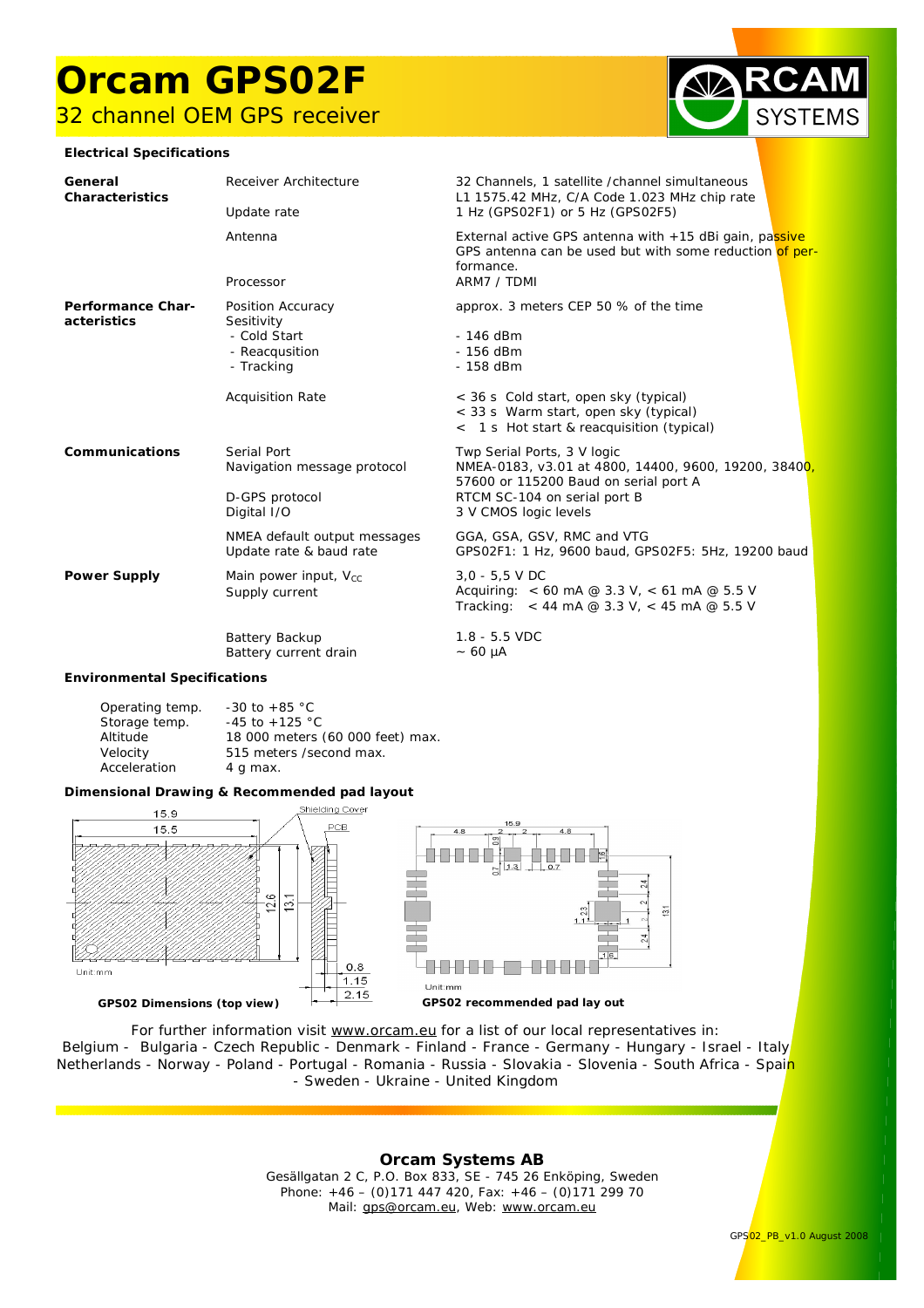# Orcam GPS02F

## 32 channel OEM GPS receiver

### Electrical Specifications

| | | |
|---|---|---|
| **General Characteristics** | Receiver Architecture | 32 Channels, 1 satellite /channel simultaneous<br>L1 1575.42 MHz, C/A Code 1.023 MHz chip rate |
| | Update rate | 1 Hz (GPS02F1) or 5 Hz (GPS02F5) |
| | Antenna | External active GPS antenna with +15 dBi gain, passive GPS antenna can be used but with some reduction of performance. |
| | Processor | ARM7 / TDMI |
| **Performance Characteristics** | Position Accuracy | approx. 3 meters CEP 50 % of the time |
| | Sesitivity<br>- Cold Start<br>- Reacqusition<br>- Tracking | <br>- 146 dBm<br>- 156 dBm<br>- 158 dBm |
| | Acquisition Rate | < 36 s Cold start, open sky (typical)<br>< 33 s Warm start, open sky (typical)<br>< 1 s Hot start & reacquisition (typical) |
| **Communications** | Serial Port | Twp Serial Ports, 3 V logic |
| | Navigation message protocol | NMEA-0183, v3.01 at 4800, 14400, 9600, 19200, 38400, 57600 or 115200 Baud on serial port A |
| | D-GPS protocol | RTCM SC-104 on serial port B |
| | Digital I/O | 3 V CMOS logic levels |
| | NMEA default output messages | GGA, GSA, GSV, RMC and VTG |
| | Update rate & baud rate | GPS02F1: 1 Hz, 9600 baud, GPS02F5: 5Hz, 19200 baud |
| **Power Supply** | Main power input, $V_{CC}$ | 3,0 - 5,5 V DC |
| | Supply current | Acquiring: < 60 mA @ 3.3 V, < 61 mA @ 5.5 V<br>Tracking: < 44 mA @ 3.3 V, < 45 mA @ 5.5 V |
| | Battery Backup | 1.8 - 5.5 VDC |
| | Battery current drain | ~ 60 µA |

### Environmental Specifications

| | |
|---|---|
| Operating temp. | -30 to +85 °C |
| Storage temp. | -45 to +125 °C |
| Altitude | 18 000 meters (60 000 feet) max. |
| Velocity | 515 meters /second max. |
| Acceleration | 4 g max. |

### Dimensional Drawing & Recommended pad layout

15.9
15.5
Shielding Cover
PCB
12.6
13.1
0.8
1.15
2.15
Unit:mm

GPS02 Dimensions (top view)

15.9
4.8
2
2
4.8
0.9
0.7
1.3
0.7
1.6
2.4
2
2.3
1.1
1
2
2.4
1.6
13.1
Unit:mm

GPS02 recommended pad lay out

For further information visit www.orcam.eu for a list of our local representatives in:
Belgium - Bulgaria - Czech Republic - Denmark - Finland - France - Germany - Hungary - Israel - Italy
Netherlands - Norway - Poland - Portugal - Romania - Russia - Slovakia - Slovenia - South Africa - Spain
- Sweden - Ukraine - United Kingdom

**Orcam Systems AB**
Gesällgatan 2 C, P.O. Box 833, SE - 745 26 Enköping, Sweden
Phone: +46 – (0)171 447 420, Fax: +46 – (0)171 299 70
Mail: gps@orcam.eu, Web: www.orcam.eu

GPS02_PB_v1.0 August 2008